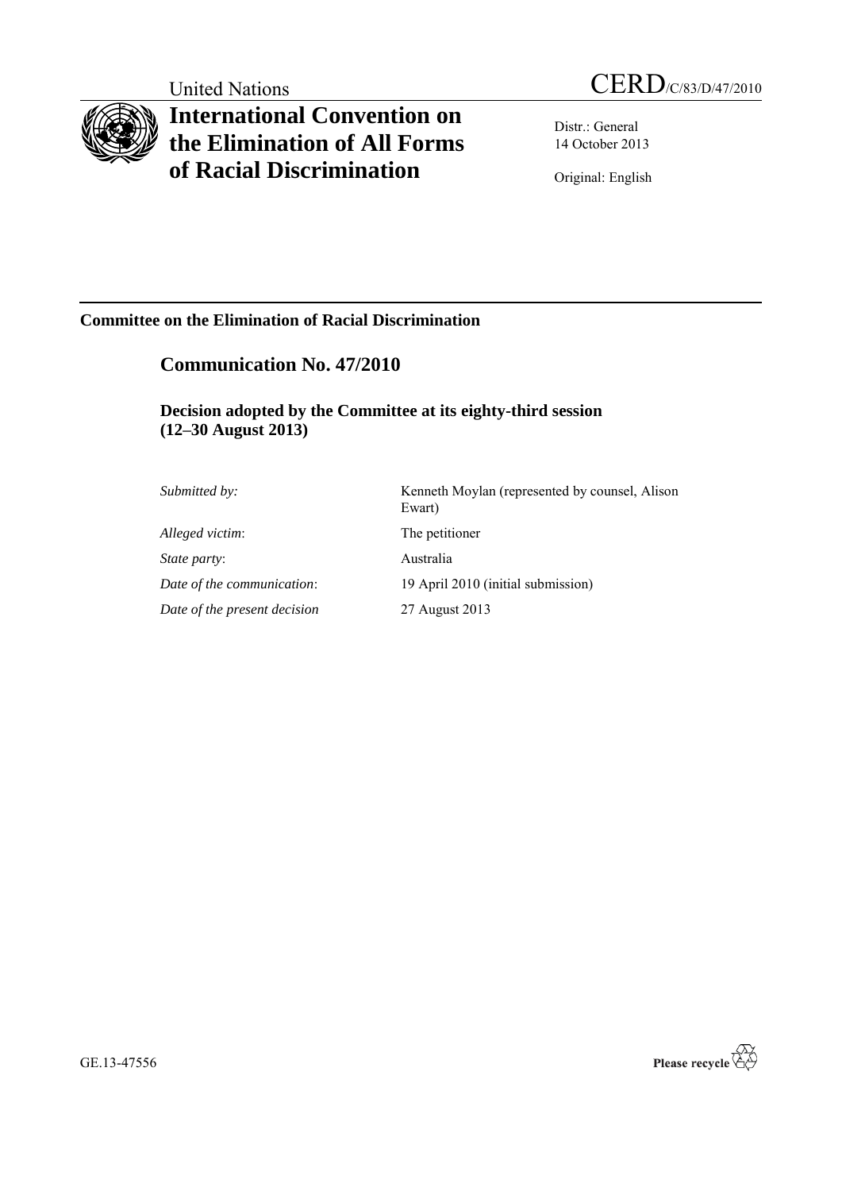United Nations

# CERD/C/83/D/47/2010

# International Convention on the Elimination of All Forms of Racial Discrimination

Distr.: General
14 October 2013

Original: English

**Committee on the Elimination of Racial Discrimination**

## Communication No. 47/2010

### Decision adopted by the Committee at its eighty-third session (12–30 August 2013)

| | |
|---|---|
| *Submitted by:* | Kenneth Moylan (represented by counsel, Alison Ewart) |
| *Alleged victim*: | The petitioner |
| *State party*: | Australia |
| *Date of the communication*: | 19 April 2010 (initial submission) |
| *Date of the present decision* | 27 August 2013 |

GE.13-47556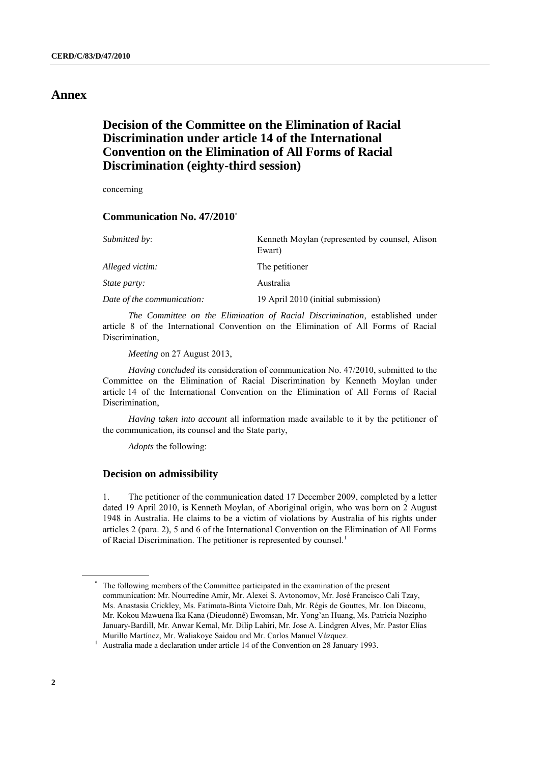# Annex

## Decision of the Committee on the Elimination of Racial Discrimination under article 14 of the International Convention on the Elimination of All Forms of Racial Discrimination (eighty-third session)

concerning

### Communication No. 47/2010*

| | |
|---|---|
| *Submitted by*: | Kenneth Moylan (represented by counsel, Alison Ewart) |
| *Alleged victim:* | The petitioner |
| *State party:* | Australia |
| *Date of the communication:* | 19 April 2010 (initial submission) |

*The Committee on the Elimination of Racial Discrimination*, established under article 8 of the International Convention on the Elimination of All Forms of Racial Discrimination,

*Meeting* on 27 August 2013,

*Having concluded* its consideration of communication No. 47/2010, submitted to the Committee on the Elimination of Racial Discrimination by Kenneth Moylan under article 14 of the International Convention on the Elimination of All Forms of Racial Discrimination,

*Having taken into account* all information made available to it by the petitioner of the communication, its counsel and the State party,

*Adopts* the following:

### Decision on admissibility

1. The petitioner of the communication dated 17 December 2009, completed by a letter dated 19 April 2010, is Kenneth Moylan, of Aboriginal origin, who was born on 2 August 1948 in Australia. He claims to be a victim of violations by Australia of his rights under articles 2 (para. 2), 5 and 6 of the International Convention on the Elimination of All Forms of Racial Discrimination. The petitioner is represented by counsel.[1]

---

\* The following members of the Committee participated in the examination of the present communication: Mr. Nourredine Amir, Mr. Alexei S. Avtonomov, Mr. José Francisco Cali Tzay, Ms. Anastasia Crickley, Ms. Fatimata-Binta Victoire Dah, Mr. Régis de Gouttes, Mr. Ion Diaconu, Mr. Kokou Mawuena Ika Kana (Dieudonné) Ewomsan, Mr. Yong'an Huang, Ms. Patricia Nozipho January-Bardill, Mr. Anwar Kemal, Mr. Dilip Lahiri, Mr. Jose A. Lindgren Alves, Mr. Pastor Elías Murillo Martínez, Mr. Waliakoye Saidou and Mr. Carlos Manuel Vázquez.

[1] Australia made a declaration under article 14 of the Convention on 28 January 1993.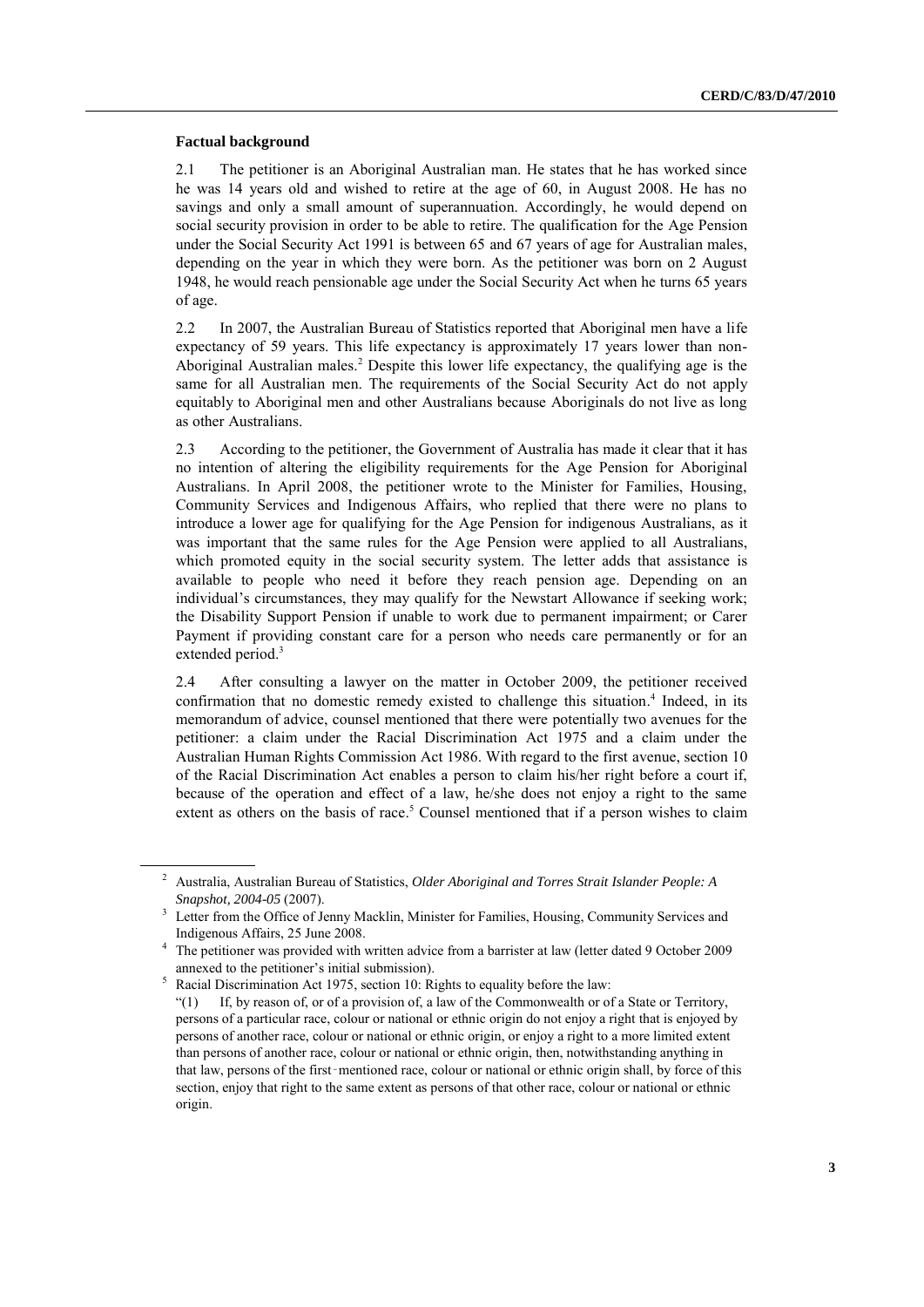### Factual background

2.1 The petitioner is an Aboriginal Australian man. He states that he has worked since he was 14 years old and wished to retire at the age of 60, in August 2008. He has no savings and only a small amount of superannuation. Accordingly, he would depend on social security provision in order to be able to retire. The qualification for the Age Pension under the Social Security Act 1991 is between 65 and 67 years of age for Australian males, depending on the year in which they were born. As the petitioner was born on 2 August 1948, he would reach pensionable age under the Social Security Act when he turns 65 years of age.

2.2 In 2007, the Australian Bureau of Statistics reported that Aboriginal men have a life expectancy of 59 years. This life expectancy is approximately 17 years lower than non-Aboriginal Australian males.[2] Despite this lower life expectancy, the qualifying age is the same for all Australian men. The requirements of the Social Security Act do not apply equitably to Aboriginal men and other Australians because Aboriginals do not live as long as other Australians.

2.3 According to the petitioner, the Government of Australia has made it clear that it has no intention of altering the eligibility requirements for the Age Pension for Aboriginal Australians. In April 2008, the petitioner wrote to the Minister for Families, Housing, Community Services and Indigenous Affairs, who replied that there were no plans to introduce a lower age for qualifying for the Age Pension for indigenous Australians, as it was important that the same rules for the Age Pension were applied to all Australians, which promoted equity in the social security system. The letter adds that assistance is available to people who need it before they reach pension age. Depending on an individual's circumstances, they may qualify for the Newstart Allowance if seeking work; the Disability Support Pension if unable to work due to permanent impairment; or Carer Payment if providing constant care for a person who needs care permanently or for an extended period.[3]

2.4 After consulting a lawyer on the matter in October 2009, the petitioner received confirmation that no domestic remedy existed to challenge this situation.[4] Indeed, in its memorandum of advice, counsel mentioned that there were potentially two avenues for the petitioner: a claim under the Racial Discrimination Act 1975 and a claim under the Australian Human Rights Commission Act 1986. With regard to the first avenue, section 10 of the Racial Discrimination Act enables a person to claim his/her right before a court if, because of the operation and effect of a law, he/she does not enjoy a right to the same extent as others on the basis of race.[5] Counsel mentioned that if a person wishes to claim

---

[2] Australia, Australian Bureau of Statistics, *Older Aboriginal and Torres Strait Islander People: A Snapshot, 2004-05* (2007).

[3] Letter from the Office of Jenny Macklin, Minister for Families, Housing, Community Services and Indigenous Affairs, 25 June 2008.

[4] The petitioner was provided with written advice from a barrister at law (letter dated 9 October 2009 annexed to the petitioner's initial submission).

[5] Racial Discrimination Act 1975, section 10: Rights to equality before the law:
"(1) If, by reason of, or of a provision of, a law of the Commonwealth or of a State or Territory, persons of a particular race, colour or national or ethnic origin do not enjoy a right that is enjoyed by persons of another race, colour or national or ethnic origin, or enjoy a right to a more limited extent than persons of another race, colour or national or ethnic origin, then, notwithstanding anything in that law, persons of the first‑mentioned race, colour or national or ethnic origin shall, by force of this section, enjoy that right to the same extent as persons of that other race, colour or national or ethnic origin.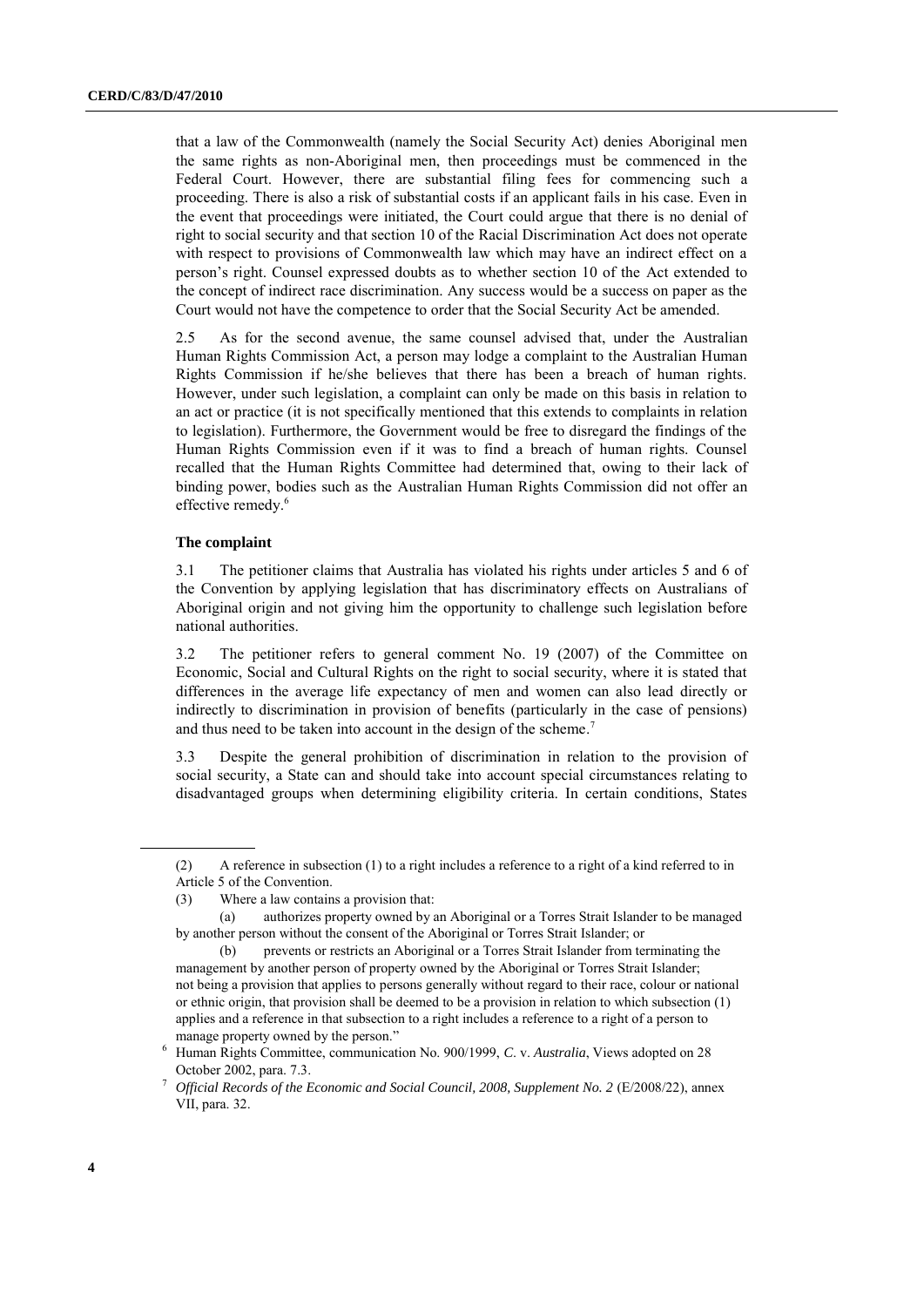that a law of the Commonwealth (namely the Social Security Act) denies Aboriginal men the same rights as non-Aboriginal men, then proceedings must be commenced in the Federal Court. However, there are substantial filing fees for commencing such a proceeding. There is also a risk of substantial costs if an applicant fails in his case. Even in the event that proceedings were initiated, the Court could argue that there is no denial of right to social security and that section 10 of the Racial Discrimination Act does not operate with respect to provisions of Commonwealth law which may have an indirect effect on a person's right. Counsel expressed doubts as to whether section 10 of the Act extended to the concept of indirect race discrimination. Any success would be a success on paper as the Court would not have the competence to order that the Social Security Act be amended.

2.5 As for the second avenue, the same counsel advised that, under the Australian Human Rights Commission Act, a person may lodge a complaint to the Australian Human Rights Commission if he/she believes that there has been a breach of human rights. However, under such legislation, a complaint can only be made on this basis in relation to an act or practice (it is not specifically mentioned that this extends to complaints in relation to legislation). Furthermore, the Government would be free to disregard the findings of the Human Rights Commission even if it was to find a breach of human rights. Counsel recalled that the Human Rights Committee had determined that, owing to their lack of binding power, bodies such as the Australian Human Rights Commission did not offer an effective remedy.[6]

**The complaint**

3.1 The petitioner claims that Australia has violated his rights under articles 5 and 6 of the Convention by applying legislation that has discriminatory effects on Australians of Aboriginal origin and not giving him the opportunity to challenge such legislation before national authorities.

3.2 The petitioner refers to general comment No. 19 (2007) of the Committee on Economic, Social and Cultural Rights on the right to social security, where it is stated that differences in the average life expectancy of men and women can also lead directly or indirectly to discrimination in provision of benefits (particularly in the case of pensions) and thus need to be taken into account in the design of the scheme.[7]

3.3 Despite the general prohibition of discrimination in relation to the provision of social security, a State can and should take into account special circumstances relating to disadvantaged groups when determining eligibility criteria. In certain conditions, States

---

(2) A reference in subsection (1) to a right includes a reference to a right of a kind referred to in Article 5 of the Convention.

(3) Where a law contains a provision that:

(a) authorizes property owned by an Aboriginal or a Torres Strait Islander to be managed by another person without the consent of the Aboriginal or Torres Strait Islander; or

(b) prevents or restricts an Aboriginal or a Torres Strait Islander from terminating the management by another person of property owned by the Aboriginal or Torres Strait Islander; not being a provision that applies to persons generally without regard to their race, colour or national or ethnic origin, that provision shall be deemed to be a provision in relation to which subsection (1) applies and a reference in that subsection to a right includes a reference to a right of a person to manage property owned by the person."

[6] Human Rights Committee, communication No. 900/1999, *C.* v. *Australia*, Views adopted on 28 October 2002, para. 7.3.

[7] *Official Records of the Economic and Social Council, 2008, Supplement No. 2* (E/2008/22), annex VII, para. 32.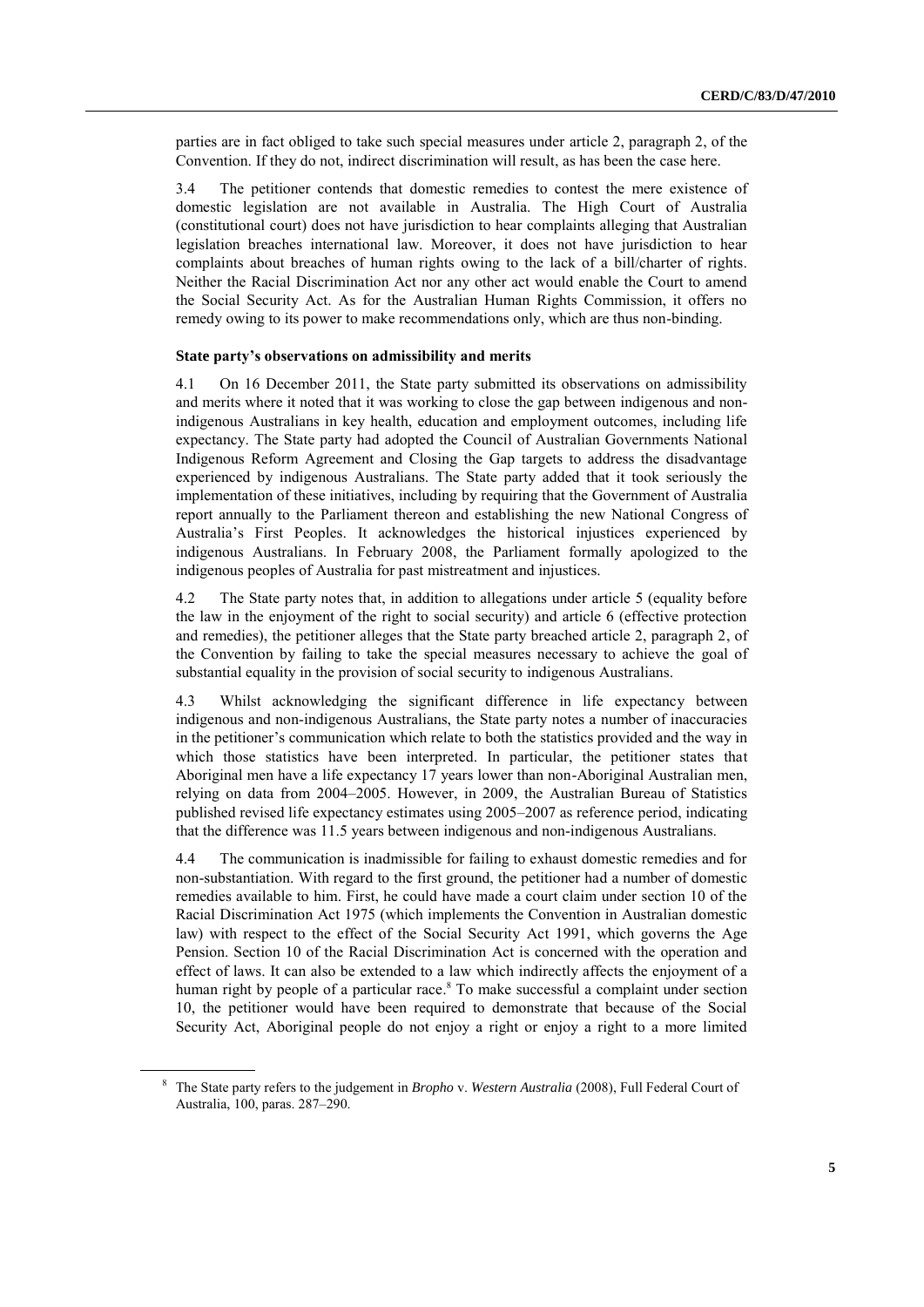parties are in fact obliged to take such special measures under article 2, paragraph 2, of the Convention. If they do not, indirect discrimination will result, as has been the case here.

3.4 The petitioner contends that domestic remedies to contest the mere existence of domestic legislation are not available in Australia. The High Court of Australia (constitutional court) does not have jurisdiction to hear complaints alleging that Australian legislation breaches international law. Moreover, it does not have jurisdiction to hear complaints about breaches of human rights owing to the lack of a bill/charter of rights. Neither the Racial Discrimination Act nor any other act would enable the Court to amend the Social Security Act. As for the Australian Human Rights Commission, it offers no remedy owing to its power to make recommendations only, which are thus non-binding.

### State party's observations on admissibility and merits

4.1 On 16 December 2011, the State party submitted its observations on admissibility and merits where it noted that it was working to close the gap between indigenous and non-indigenous Australians in key health, education and employment outcomes, including life expectancy. The State party had adopted the Council of Australian Governments National Indigenous Reform Agreement and Closing the Gap targets to address the disadvantage experienced by indigenous Australians. The State party added that it took seriously the implementation of these initiatives, including by requiring that the Government of Australia report annually to the Parliament thereon and establishing the new National Congress of Australia's First Peoples. It acknowledges the historical injustices experienced by indigenous Australians. In February 2008, the Parliament formally apologized to the indigenous peoples of Australia for past mistreatment and injustices.

4.2 The State party notes that, in addition to allegations under article 5 (equality before the law in the enjoyment of the right to social security) and article 6 (effective protection and remedies), the petitioner alleges that the State party breached article 2, paragraph 2, of the Convention by failing to take the special measures necessary to achieve the goal of substantial equality in the provision of social security to indigenous Australians.

4.3 Whilst acknowledging the significant difference in life expectancy between indigenous and non-indigenous Australians, the State party notes a number of inaccuracies in the petitioner's communication which relate to both the statistics provided and the way in which those statistics have been interpreted. In particular, the petitioner states that Aboriginal men have a life expectancy 17 years lower than non-Aboriginal Australian men, relying on data from 2004–2005. However, in 2009, the Australian Bureau of Statistics published revised life expectancy estimates using 2005–2007 as reference period, indicating that the difference was 11.5 years between indigenous and non-indigenous Australians.

4.4 The communication is inadmissible for failing to exhaust domestic remedies and for non-substantiation. With regard to the first ground, the petitioner had a number of domestic remedies available to him. First, he could have made a court claim under section 10 of the Racial Discrimination Act 1975 (which implements the Convention in Australian domestic law) with respect to the effect of the Social Security Act 1991, which governs the Age Pension. Section 10 of the Racial Discrimination Act is concerned with the operation and effect of laws. It can also be extended to a law which indirectly affects the enjoyment of a human right by people of a particular race.[8] To make successful a complaint under section 10, the petitioner would have been required to demonstrate that because of the Social Security Act, Aboriginal people do not enjoy a right or enjoy a right to a more limited

---

[8] The State party refers to the judgement in *Bropho* v. *Western Australia* (2008), Full Federal Court of Australia, 100, paras. 287–290.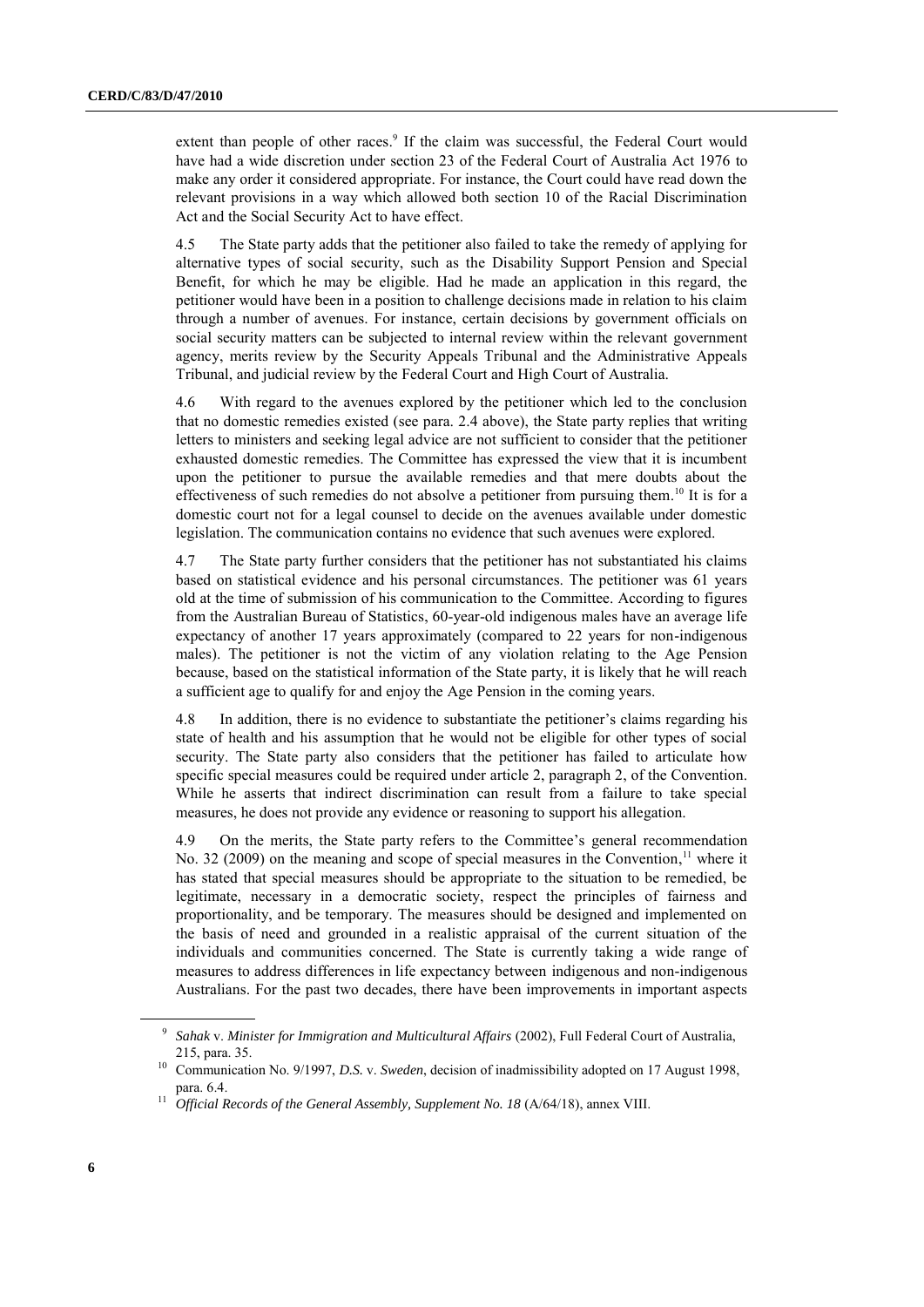extent than people of other races.[9] If the claim was successful, the Federal Court would have had a wide discretion under section 23 of the Federal Court of Australia Act 1976 to make any order it considered appropriate. For instance, the Court could have read down the relevant provisions in a way which allowed both section 10 of the Racial Discrimination Act and the Social Security Act to have effect.

4.5 The State party adds that the petitioner also failed to take the remedy of applying for alternative types of social security, such as the Disability Support Pension and Special Benefit, for which he may be eligible. Had he made an application in this regard, the petitioner would have been in a position to challenge decisions made in relation to his claim through a number of avenues. For instance, certain decisions by government officials on social security matters can be subjected to internal review within the relevant government agency, merits review by the Security Appeals Tribunal and the Administrative Appeals Tribunal, and judicial review by the Federal Court and High Court of Australia.

4.6 With regard to the avenues explored by the petitioner which led to the conclusion that no domestic remedies existed (see para. 2.4 above), the State party replies that writing letters to ministers and seeking legal advice are not sufficient to consider that the petitioner exhausted domestic remedies. The Committee has expressed the view that it is incumbent upon the petitioner to pursue the available remedies and that mere doubts about the effectiveness of such remedies do not absolve a petitioner from pursuing them.[10] It is for a domestic court not for a legal counsel to decide on the avenues available under domestic legislation. The communication contains no evidence that such avenues were explored.

4.7 The State party further considers that the petitioner has not substantiated his claims based on statistical evidence and his personal circumstances. The petitioner was 61 years old at the time of submission of his communication to the Committee. According to figures from the Australian Bureau of Statistics, 60-year-old indigenous males have an average life expectancy of another 17 years approximately (compared to 22 years for non-indigenous males). The petitioner is not the victim of any violation relating to the Age Pension because, based on the statistical information of the State party, it is likely that he will reach a sufficient age to qualify for and enjoy the Age Pension in the coming years.

4.8 In addition, there is no evidence to substantiate the petitioner's claims regarding his state of health and his assumption that he would not be eligible for other types of social security. The State party also considers that the petitioner has failed to articulate how specific special measures could be required under article 2, paragraph 2, of the Convention. While he asserts that indirect discrimination can result from a failure to take special measures, he does not provide any evidence or reasoning to support his allegation.

4.9 On the merits, the State party refers to the Committee's general recommendation No. 32 (2009) on the meaning and scope of special measures in the Convention,[11] where it has stated that special measures should be appropriate to the situation to be remedied, be legitimate, necessary in a democratic society, respect the principles of fairness and proportionality, and be temporary. The measures should be designed and implemented on the basis of need and grounded in a realistic appraisal of the current situation of the individuals and communities concerned. The State is currently taking a wide range of measures to address differences in life expectancy between indigenous and non-indigenous Australians. For the past two decades, there have been improvements in important aspects

---

[9] *Sahak* v. *Minister for Immigration and Multicultural Affairs* (2002), Full Federal Court of Australia, 215, para. 35.

[10] Communication No. 9/1997, *D.S.* v. *Sweden*, decision of inadmissibility adopted on 17 August 1998, para. 6.4.

[11] *Official Records of the General Assembly, Supplement No. 18* (A/64/18), annex VIII.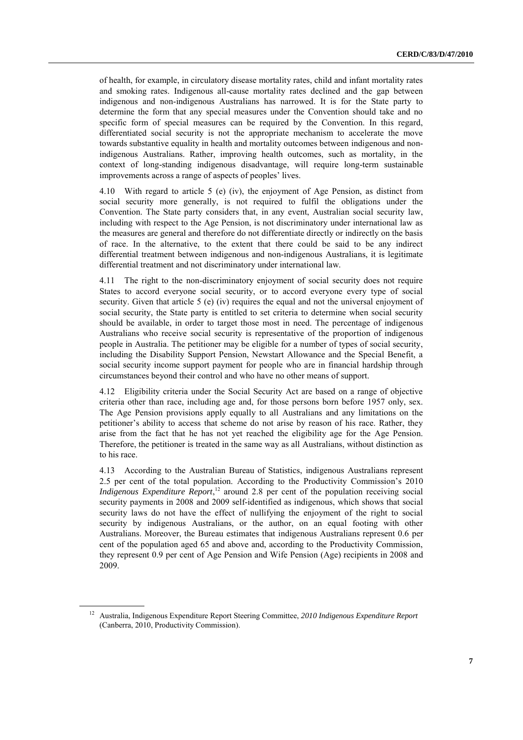of health, for example, in circulatory disease mortality rates, child and infant mortality rates and smoking rates. Indigenous all-cause mortality rates declined and the gap between indigenous and non-indigenous Australians has narrowed. It is for the State party to determine the form that any special measures under the Convention should take and no specific form of special measures can be required by the Convention. In this regard, differentiated social security is not the appropriate mechanism to accelerate the move towards substantive equality in health and mortality outcomes between indigenous and non-indigenous Australians. Rather, improving health outcomes, such as mortality, in the context of long-standing indigenous disadvantage, will require long-term sustainable improvements across a range of aspects of peoples' lives.

4.10 With regard to article 5 (e) (iv), the enjoyment of Age Pension, as distinct from social security more generally, is not required to fulfil the obligations under the Convention. The State party considers that, in any event, Australian social security law, including with respect to the Age Pension, is not discriminatory under international law as the measures are general and therefore do not differentiate directly or indirectly on the basis of race. In the alternative, to the extent that there could be said to be any indirect differential treatment between indigenous and non-indigenous Australians, it is legitimate differential treatment and not discriminatory under international law.

4.11 The right to the non-discriminatory enjoyment of social security does not require States to accord everyone social security, or to accord everyone every type of social security. Given that article 5 (e) (iv) requires the equal and not the universal enjoyment of social security, the State party is entitled to set criteria to determine when social security should be available, in order to target those most in need. The percentage of indigenous Australians who receive social security is representative of the proportion of indigenous people in Australia. The petitioner may be eligible for a number of types of social security, including the Disability Support Pension, Newstart Allowance and the Special Benefit, a social security income support payment for people who are in financial hardship through circumstances beyond their control and who have no other means of support.

4.12 Eligibility criteria under the Social Security Act are based on a range of objective criteria other than race, including age and, for those persons born before 1957 only, sex. The Age Pension provisions apply equally to all Australians and any limitations on the petitioner's ability to access that scheme do not arise by reason of his race. Rather, they arise from the fact that he has not yet reached the eligibility age for the Age Pension. Therefore, the petitioner is treated in the same way as all Australians, without distinction as to his race.

4.13 According to the Australian Bureau of Statistics, indigenous Australians represent 2.5 per cent of the total population. According to the Productivity Commission's 2010 *Indigenous Expenditure Report*,[12] around 2.8 per cent of the population receiving social security payments in 2008 and 2009 self-identified as indigenous, which shows that social security laws do not have the effect of nullifying the enjoyment of the right to social security by indigenous Australians, or the author, on an equal footing with other Australians. Moreover, the Bureau estimates that indigenous Australians represent 0.6 per cent of the population aged 65 and above and, according to the Productivity Commission, they represent 0.9 per cent of Age Pension and Wife Pension (Age) recipients in 2008 and 2009.

---

[12] Australia, Indigenous Expenditure Report Steering Committee, *2010 Indigenous Expenditure Report* (Canberra, 2010, Productivity Commission).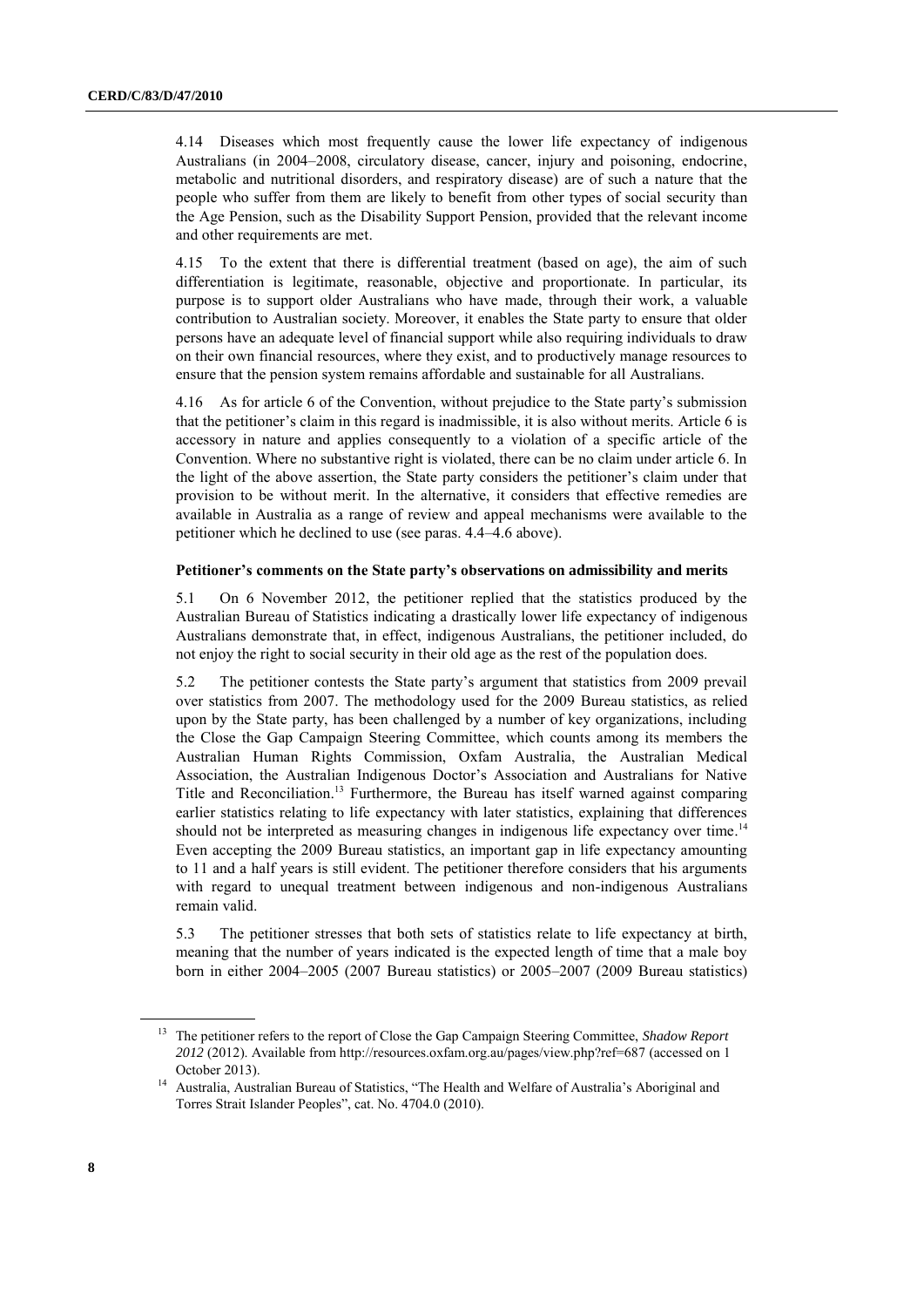4.14 Diseases which most frequently cause the lower life expectancy of indigenous Australians (in 2004–2008, circulatory disease, cancer, injury and poisoning, endocrine, metabolic and nutritional disorders, and respiratory disease) are of such a nature that the people who suffer from them are likely to benefit from other types of social security than the Age Pension, such as the Disability Support Pension, provided that the relevant income and other requirements are met.

4.15 To the extent that there is differential treatment (based on age), the aim of such differentiation is legitimate, reasonable, objective and proportionate. In particular, its purpose is to support older Australians who have made, through their work, a valuable contribution to Australian society. Moreover, it enables the State party to ensure that older persons have an adequate level of financial support while also requiring individuals to draw on their own financial resources, where they exist, and to productively manage resources to ensure that the pension system remains affordable and sustainable for all Australians.

4.16 As for article 6 of the Convention, without prejudice to the State party's submission that the petitioner's claim in this regard is inadmissible, it is also without merits. Article 6 is accessory in nature and applies consequently to a violation of a specific article of the Convention. Where no substantive right is violated, there can be no claim under article 6. In the light of the above assertion, the State party considers the petitioner's claim under that provision to be without merit. In the alternative, it considers that effective remedies are available in Australia as a range of review and appeal mechanisms were available to the petitioner which he declined to use (see paras. 4.4–4.6 above).

**Petitioner's comments on the State party's observations on admissibility and merits**

5.1 On 6 November 2012, the petitioner replied that the statistics produced by the Australian Bureau of Statistics indicating a drastically lower life expectancy of indigenous Australians demonstrate that, in effect, indigenous Australians, the petitioner included, do not enjoy the right to social security in their old age as the rest of the population does.

5.2 The petitioner contests the State party's argument that statistics from 2009 prevail over statistics from 2007. The methodology used for the 2009 Bureau statistics, as relied upon by the State party, has been challenged by a number of key organizations, including the Close the Gap Campaign Steering Committee, which counts among its members the Australian Human Rights Commission, Oxfam Australia, the Australian Medical Association, the Australian Indigenous Doctor's Association and Australians for Native Title and Reconciliation.[13] Furthermore, the Bureau has itself warned against comparing earlier statistics relating to life expectancy with later statistics, explaining that differences should not be interpreted as measuring changes in indigenous life expectancy over time.[14] Even accepting the 2009 Bureau statistics, an important gap in life expectancy amounting to 11 and a half years is still evident. The petitioner therefore considers that his arguments with regard to unequal treatment between indigenous and non-indigenous Australians remain valid.

5.3 The petitioner stresses that both sets of statistics relate to life expectancy at birth, meaning that the number of years indicated is the expected length of time that a male boy born in either 2004–2005 (2007 Bureau statistics) or 2005–2007 (2009 Bureau statistics)

---

[13] The petitioner refers to the report of Close the Gap Campaign Steering Committee, *Shadow Report 2012* (2012). Available from http://resources.oxfam.org.au/pages/view.php?ref=687 (accessed on 1 October 2013).

[14] Australia, Australian Bureau of Statistics, "The Health and Welfare of Australia's Aboriginal and Torres Strait Islander Peoples", cat. No. 4704.0 (2010).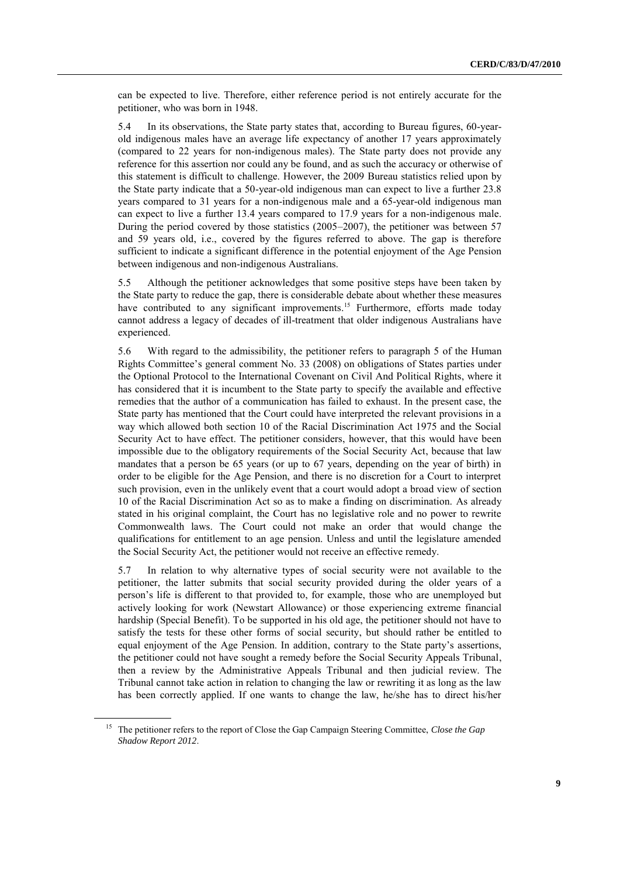can be expected to live. Therefore, either reference period is not entirely accurate for the petitioner, who was born in 1948.

5.4 In its observations, the State party states that, according to Bureau figures, 60-year-old indigenous males have an average life expectancy of another 17 years approximately (compared to 22 years for non-indigenous males). The State party does not provide any reference for this assertion nor could any be found, and as such the accuracy or otherwise of this statement is difficult to challenge. However, the 2009 Bureau statistics relied upon by the State party indicate that a 50-year-old indigenous man can expect to live a further 23.8 years compared to 31 years for a non-indigenous male and a 65-year-old indigenous man can expect to live a further 13.4 years compared to 17.9 years for a non-indigenous male. During the period covered by those statistics (2005–2007), the petitioner was between 57 and 59 years old, i.e., covered by the figures referred to above. The gap is therefore sufficient to indicate a significant difference in the potential enjoyment of the Age Pension between indigenous and non-indigenous Australians.

5.5 Although the petitioner acknowledges that some positive steps have been taken by the State party to reduce the gap, there is considerable debate about whether these measures have contributed to any significant improvements.[15] Furthermore, efforts made today cannot address a legacy of decades of ill-treatment that older indigenous Australians have experienced.

5.6 With regard to the admissibility, the petitioner refers to paragraph 5 of the Human Rights Committee's general comment No. 33 (2008) on obligations of States parties under the Optional Protocol to the International Covenant on Civil And Political Rights, where it has considered that it is incumbent to the State party to specify the available and effective remedies that the author of a communication has failed to exhaust. In the present case, the State party has mentioned that the Court could have interpreted the relevant provisions in a way which allowed both section 10 of the Racial Discrimination Act 1975 and the Social Security Act to have effect. The petitioner considers, however, that this would have been impossible due to the obligatory requirements of the Social Security Act, because that law mandates that a person be 65 years (or up to 67 years, depending on the year of birth) in order to be eligible for the Age Pension, and there is no discretion for a Court to interpret such provision, even in the unlikely event that a court would adopt a broad view of section 10 of the Racial Discrimination Act so as to make a finding on discrimination. As already stated in his original complaint, the Court has no legislative role and no power to rewrite Commonwealth laws. The Court could not make an order that would change the qualifications for entitlement to an age pension. Unless and until the legislature amended the Social Security Act, the petitioner would not receive an effective remedy.

5.7 In relation to why alternative types of social security were not available to the petitioner, the latter submits that social security provided during the older years of a person's life is different to that provided to, for example, those who are unemployed but actively looking for work (Newstart Allowance) or those experiencing extreme financial hardship (Special Benefit). To be supported in his old age, the petitioner should not have to satisfy the tests for these other forms of social security, but should rather be entitled to equal enjoyment of the Age Pension. In addition, contrary to the State party's assertions, the petitioner could not have sought a remedy before the Social Security Appeals Tribunal, then a review by the Administrative Appeals Tribunal and then judicial review. The Tribunal cannot take action in relation to changing the law or rewriting it as long as the law has been correctly applied. If one wants to change the law, he/she has to direct his/her

[15] The petitioner refers to the report of Close the Gap Campaign Steering Committee, *Close the Gap Shadow Report 2012*.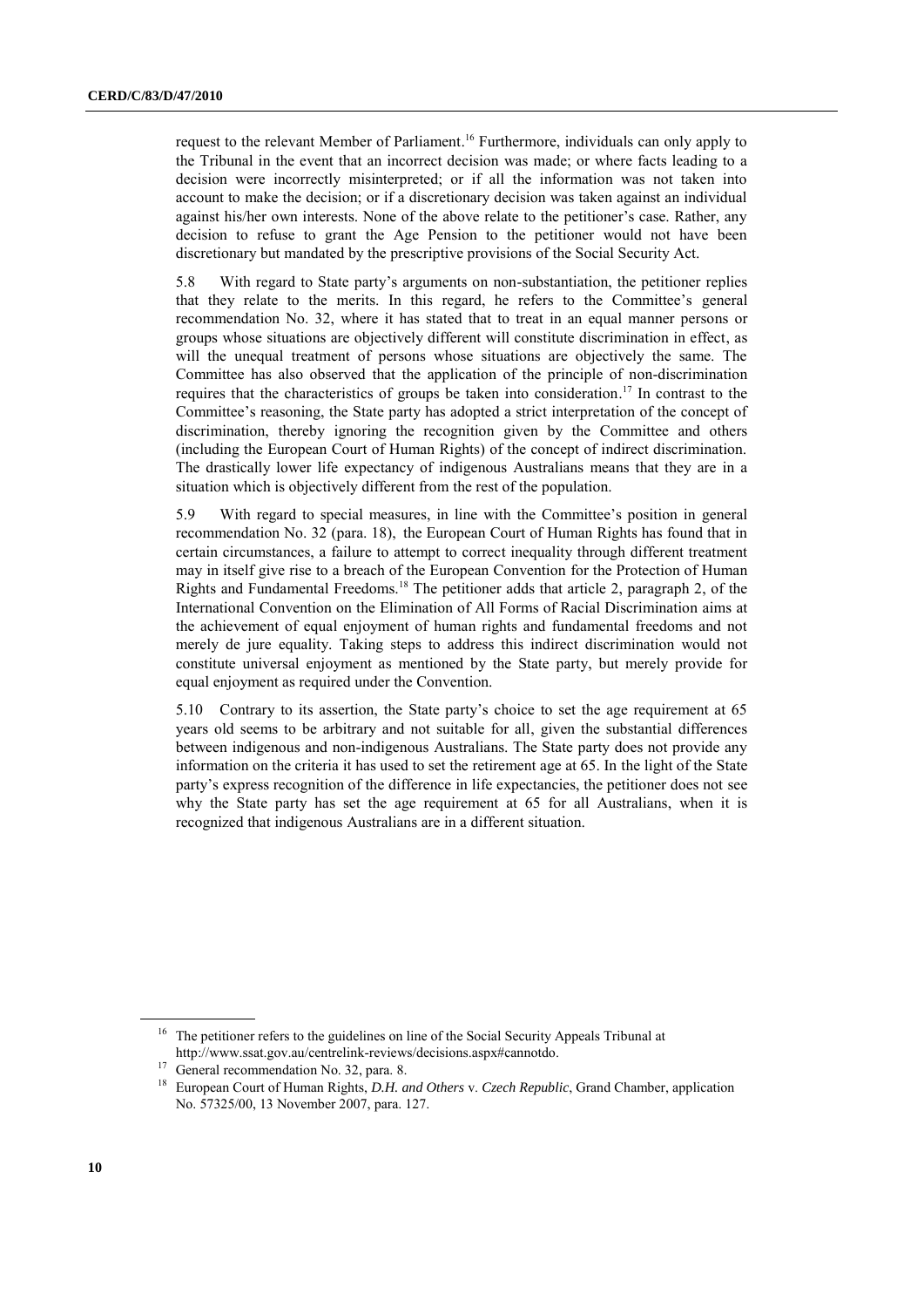request to the relevant Member of Parliament.[16] Furthermore, individuals can only apply to the Tribunal in the event that an incorrect decision was made; or where facts leading to a decision were incorrectly misinterpreted; or if all the information was not taken into account to make the decision; or if a discretionary decision was taken against an individual against his/her own interests. None of the above relate to the petitioner's case. Rather, any decision to refuse to grant the Age Pension to the petitioner would not have been discretionary but mandated by the prescriptive provisions of the Social Security Act.

5.8 With regard to State party's arguments on non-substantiation, the petitioner replies that they relate to the merits. In this regard, he refers to the Committee's general recommendation No. 32, where it has stated that to treat in an equal manner persons or groups whose situations are objectively different will constitute discrimination in effect, as will the unequal treatment of persons whose situations are objectively the same. The Committee has also observed that the application of the principle of non-discrimination requires that the characteristics of groups be taken into consideration.[17] In contrast to the Committee's reasoning, the State party has adopted a strict interpretation of the concept of discrimination, thereby ignoring the recognition given by the Committee and others (including the European Court of Human Rights) of the concept of indirect discrimination. The drastically lower life expectancy of indigenous Australians means that they are in a situation which is objectively different from the rest of the population.

5.9 With regard to special measures, in line with the Committee's position in general recommendation No. 32 (para. 18), the European Court of Human Rights has found that in certain circumstances, a failure to attempt to correct inequality through different treatment may in itself give rise to a breach of the European Convention for the Protection of Human Rights and Fundamental Freedoms.[18] The petitioner adds that article 2, paragraph 2, of the International Convention on the Elimination of All Forms of Racial Discrimination aims at the achievement of equal enjoyment of human rights and fundamental freedoms and not merely de jure equality. Taking steps to address this indirect discrimination would not constitute universal enjoyment as mentioned by the State party, but merely provide for equal enjoyment as required under the Convention.

5.10 Contrary to its assertion, the State party's choice to set the age requirement at 65 years old seems to be arbitrary and not suitable for all, given the substantial differences between indigenous and non-indigenous Australians. The State party does not provide any information on the criteria it has used to set the retirement age at 65. In the light of the State party's express recognition of the difference in life expectancies, the petitioner does not see why the State party has set the age requirement at 65 for all Australians, when it is recognized that indigenous Australians are in a different situation.

---

[16] The petitioner refers to the guidelines on line of the Social Security Appeals Tribunal at http://www.ssat.gov.au/centrelink-reviews/decisions.aspx#cannotdo.

[17] General recommendation No. 32, para. 8.

[18] European Court of Human Rights, *D.H. and Others* v. *Czech Republic*, Grand Chamber, application No. 57325/00, 13 November 2007, para. 127.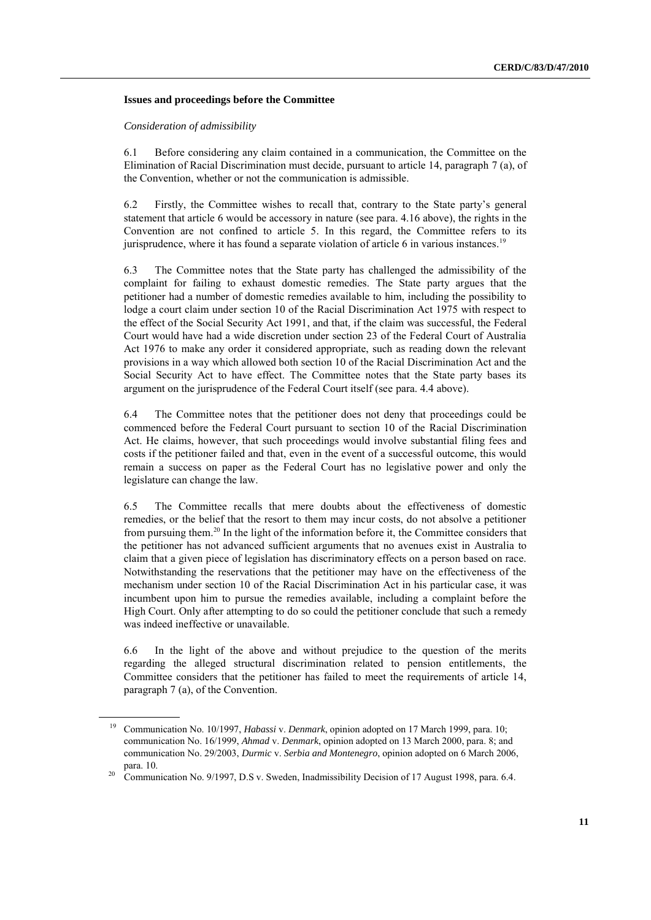**Issues and proceedings before the Committee**

*Consideration of admissibility*

6.1 Before considering any claim contained in a communication, the Committee on the Elimination of Racial Discrimination must decide, pursuant to article 14, paragraph 7 (a), of the Convention, whether or not the communication is admissible.

6.2 Firstly, the Committee wishes to recall that, contrary to the State party's general statement that article 6 would be accessory in nature (see para. 4.16 above), the rights in the Convention are not confined to article 5. In this regard, the Committee refers to its jurisprudence, where it has found a separate violation of article 6 in various instances.[19]

6.3 The Committee notes that the State party has challenged the admissibility of the complaint for failing to exhaust domestic remedies. The State party argues that the petitioner had a number of domestic remedies available to him, including the possibility to lodge a court claim under section 10 of the Racial Discrimination Act 1975 with respect to the effect of the Social Security Act 1991, and that, if the claim was successful, the Federal Court would have had a wide discretion under section 23 of the Federal Court of Australia Act 1976 to make any order it considered appropriate, such as reading down the relevant provisions in a way which allowed both section 10 of the Racial Discrimination Act and the Social Security Act to have effect. The Committee notes that the State party bases its argument on the jurisprudence of the Federal Court itself (see para. 4.4 above).

6.4 The Committee notes that the petitioner does not deny that proceedings could be commenced before the Federal Court pursuant to section 10 of the Racial Discrimination Act. He claims, however, that such proceedings would involve substantial filing fees and costs if the petitioner failed and that, even in the event of a successful outcome, this would remain a success on paper as the Federal Court has no legislative power and only the legislature can change the law.

6.5 The Committee recalls that mere doubts about the effectiveness of domestic remedies, or the belief that the resort to them may incur costs, do not absolve a petitioner from pursuing them.[20] In the light of the information before it, the Committee considers that the petitioner has not advanced sufficient arguments that no avenues exist in Australia to claim that a given piece of legislation has discriminatory effects on a person based on race. Notwithstanding the reservations that the petitioner may have on the effectiveness of the mechanism under section 10 of the Racial Discrimination Act in his particular case, it was incumbent upon him to pursue the remedies available, including a complaint before the High Court. Only after attempting to do so could the petitioner conclude that such a remedy was indeed ineffective or unavailable.

6.6 In the light of the above and without prejudice to the question of the merits regarding the alleged structural discrimination related to pension entitlements, the Committee considers that the petitioner has failed to meet the requirements of article 14, paragraph 7 (a), of the Convention.

---

[19] Communication No. 10/1997, *Habassi* v. *Denmark*, opinion adopted on 17 March 1999, para. 10; communication No. 16/1999, *Ahmad* v. *Denmark*, opinion adopted on 13 March 2000, para. 8; and communication No. 29/2003, *Durmic* v. *Serbia and Montenegro*, opinion adopted on 6 March 2006, para. 10.

[20] Communication No. 9/1997, D.S v. Sweden, Inadmissibility Decision of 17 August 1998, para. 6.4.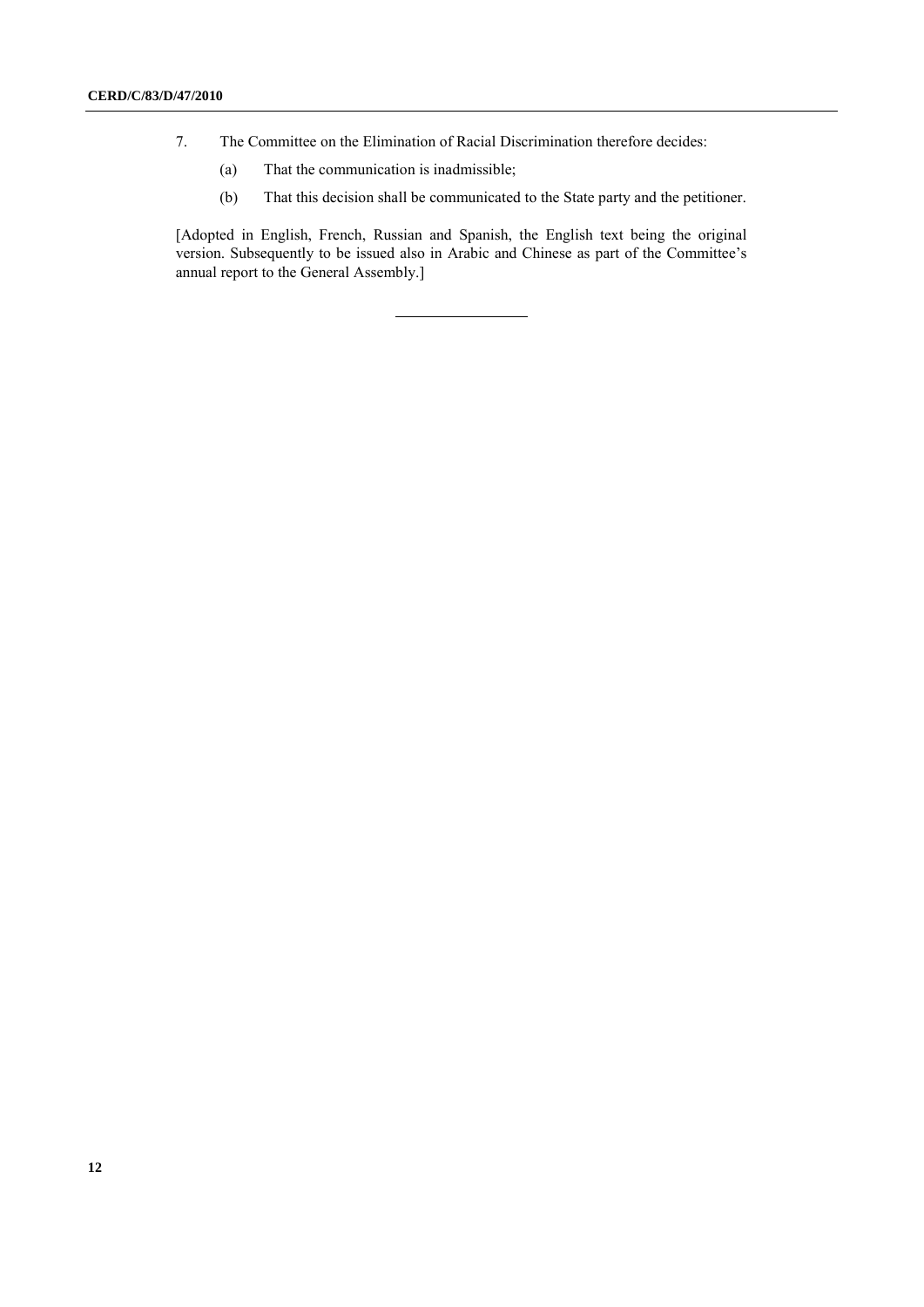7. The Committee on the Elimination of Racial Discrimination therefore decides:

(a) That the communication is inadmissible;

(b) That this decision shall be communicated to the State party and the petitioner.

[Adopted in English, French, Russian and Spanish, the English text being the original version. Subsequently to be issued also in Arabic and Chinese as part of the Committee's annual report to the General Assembly.]